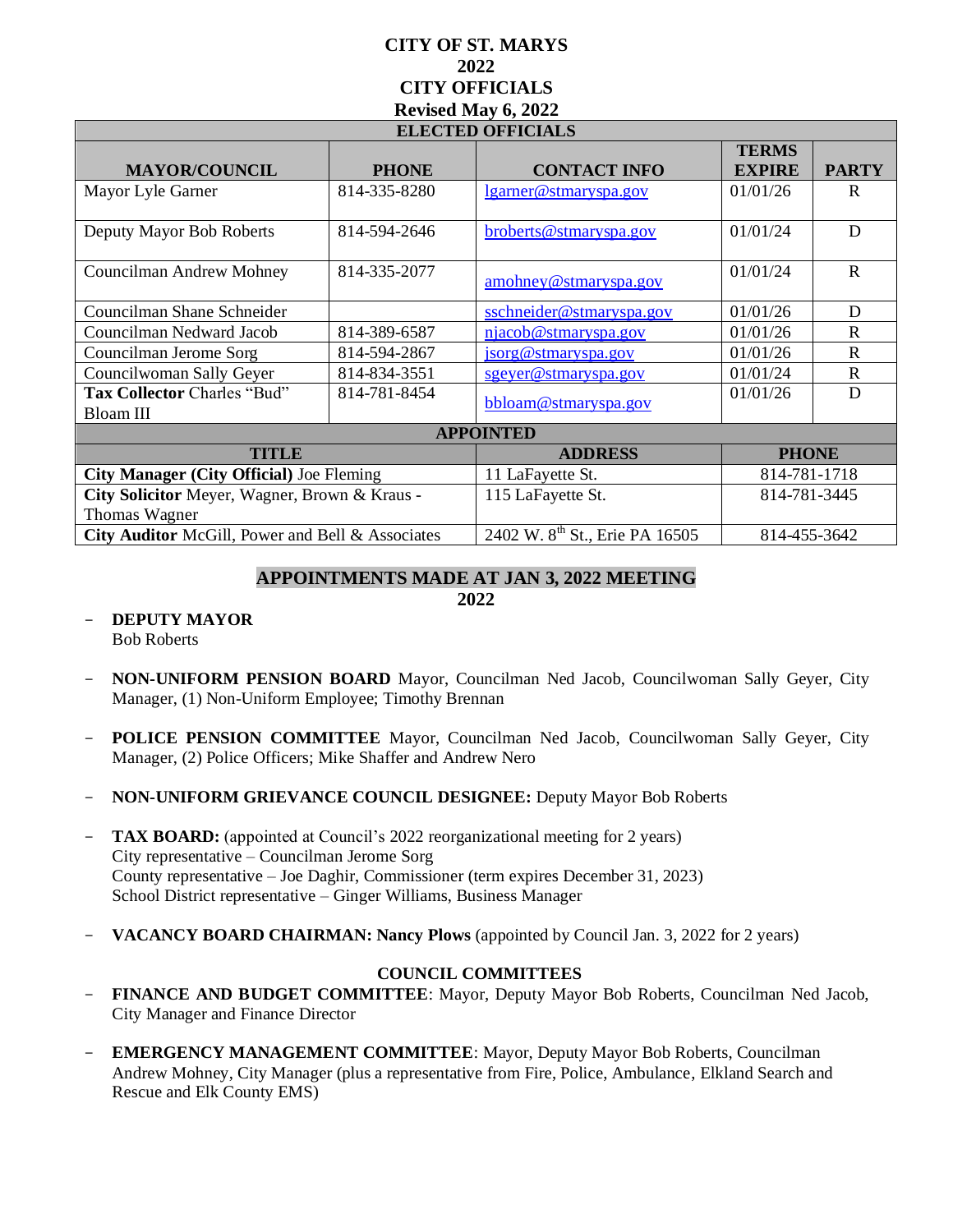# CITY OF ST. MARYS
## 2022
## CITY OFFICIALS
### Revised May 6, 2022

| ELECTED OFFICIALS | | | | |
|---|---|---|---|---|
| **MAYOR/COUNCIL** | **PHONE** | **CONTACT INFO** | **TERMS EXPIRE** | **PARTY** |
| Mayor Lyle Garner | 814-335-8280 | lgarner@stmaryspa.gov | 01/01/26 | R |
| Deputy Mayor Bob Roberts | 814-594-2646 | broberts@stmaryspa.gov | 01/01/24 | D |
| Councilman Andrew Mohney | 814-335-2077 | amohney@stmaryspa.gov | 01/01/24 | R |
| Councilman Shane Schneider | | sschneider@stmaryspa.gov | 01/01/26 | D |
| Councilman Nedward Jacob | 814-389-6587 | njacob@stmaryspa.gov | 01/01/26 | R |
| Councilman Jerome Sorg | 814-594-2867 | jsorg@stmaryspa.gov | 01/01/26 | R |
| Councilwoman Sally Geyer | 814-834-3551 | sgeyer@stmaryspa.gov | 01/01/24 | R |
| **Tax Collector** Charles "Bud" Bloam III | 814-781-8454 | bbloam@stmaryspa.gov | 01/01/26 | D |

| APPOINTED | | |
|---|---|---|
| **TITLE** | **ADDRESS** | **PHONE** |
| **City Manager (City Official)** Joe Fleming | 11 LaFayette St. | 814-781-1718 |
| **City Solicitor** Meyer, Wagner, Brown & Kraus - Thomas Wagner | 115 LaFayette St. | 814-781-3445 |
| **City Auditor** McGill, Power and Bell & Associates | 2402 W. 8th St., Erie PA 16505 | 814-455-3642 |

## APPOINTMENTS MADE AT JAN 3, 2022 MEETING
### 2022

- **DEPUTY MAYOR**
  Bob Roberts

- **NON-UNIFORM PENSION BOARD** Mayor, Councilman Ned Jacob, Councilwoman Sally Geyer, City Manager, (1) Non-Uniform Employee; Timothy Brennan

- **POLICE PENSION COMMITTEE** Mayor, Councilman Ned Jacob, Councilwoman Sally Geyer, City Manager, (2) Police Officers; Mike Shaffer and Andrew Nero

- **NON-UNIFORM GRIEVANCE COUNCIL DESIGNEE:** Deputy Mayor Bob Roberts

- **TAX BOARD:** (appointed at Council's 2022 reorganizational meeting for 2 years)
  City representative – Councilman Jerome Sorg
  County representative – Joe Daghir, Commissioner (term expires December 31, 2023)
  School District representative – Ginger Williams, Business Manager

- **VACANCY BOARD CHAIRMAN: Nancy Plows** (appointed by Council Jan. 3, 2022 for 2 years)

### COUNCIL COMMITTEES

- **FINANCE AND BUDGET COMMITTEE**: Mayor, Deputy Mayor Bob Roberts, Councilman Ned Jacob, City Manager and Finance Director

- **EMERGENCY MANAGEMENT COMMITTEE**: Mayor, Deputy Mayor Bob Roberts, Councilman Andrew Mohney, City Manager (plus a representative from Fire, Police, Ambulance, Elkland Search and Rescue and Elk County EMS)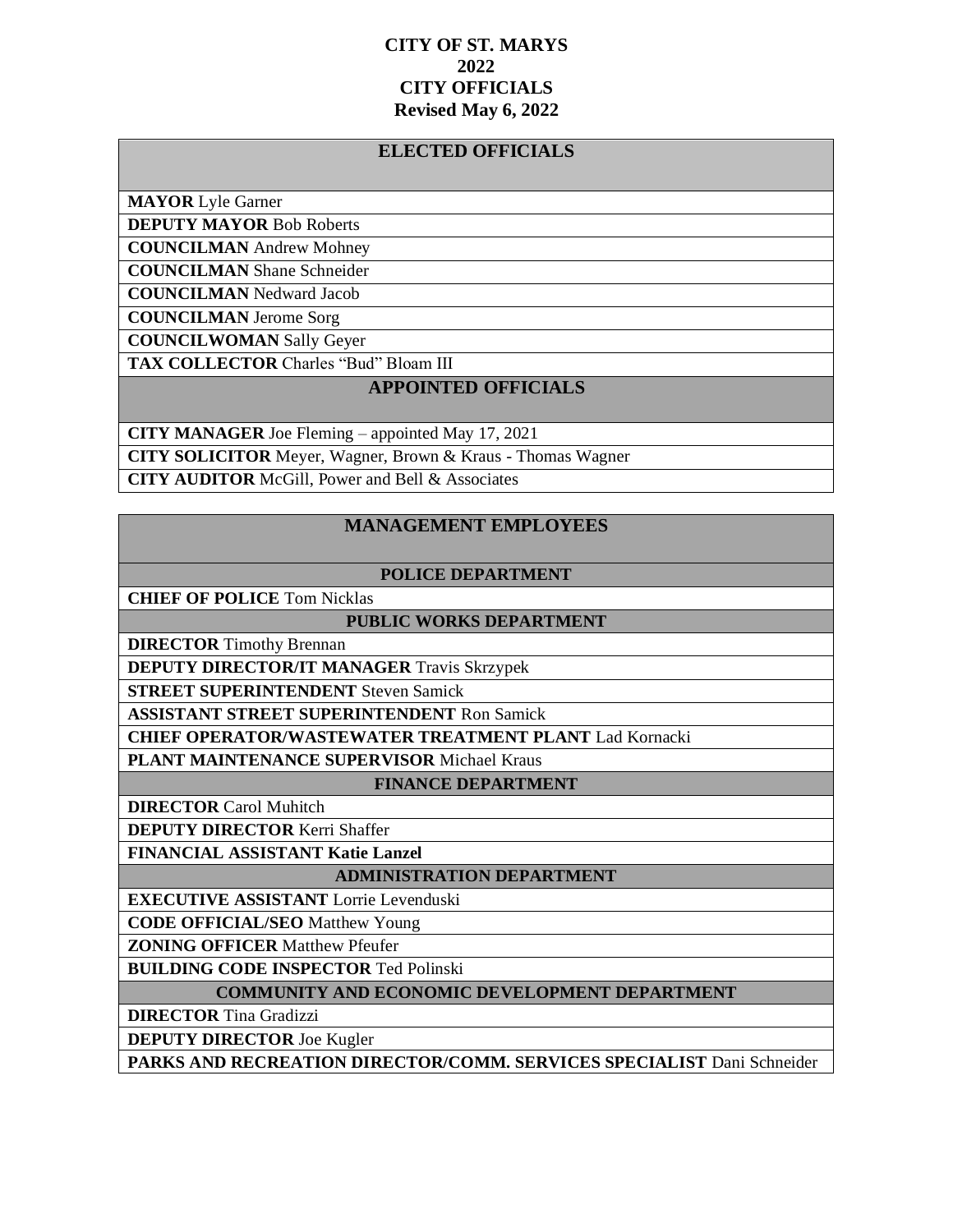**CITY OF ST. MARYS**
**2022**
**CITY OFFICIALS**
**Revised May 6, 2022**

| ELECTED OFFICIALS |
|---|
| **MAYOR** Lyle Garner |
| **DEPUTY MAYOR** Bob Roberts |
| **COUNCILMAN** Andrew Mohney |
| **COUNCILMAN** Shane Schneider |
| **COUNCILMAN** Nedward Jacob |
| **COUNCILMAN** Jerome Sorg |
| **COUNCILWOMAN** Sally Geyer |
| **TAX COLLECTOR** Charles "Bud" Bloam III |
| **APPOINTED OFFICIALS** |
| **CITY MANAGER** Joe Fleming – appointed May 17, 2021 |
| **CITY SOLICITOR** Meyer, Wagner, Brown & Kraus - Thomas Wagner |
| **CITY AUDITOR** McGill, Power and Bell & Associates |

| MANAGEMENT EMPLOYEES |
|---|
| **POLICE DEPARTMENT** |
| **CHIEF OF POLICE** Tom Nicklas |
| **PUBLIC WORKS DEPARTMENT** |
| **DIRECTOR** Timothy Brennan |
| **DEPUTY DIRECTOR/IT MANAGER** Travis Skrzypek |
| **STREET SUPERINTENDENT** Steven Samick |
| **ASSISTANT STREET SUPERINTENDENT** Ron Samick |
| **CHIEF OPERATOR/WASTEWATER TREATMENT PLANT** Lad Kornacki |
| **PLANT MAINTENANCE SUPERVISOR** Michael Kraus |
| **FINANCE DEPARTMENT** |
| **DIRECTOR** Carol Muhitch |
| **DEPUTY DIRECTOR** Kerri Shaffer |
| **FINANCIAL ASSISTANT Katie Lanzel** |
| **ADMINISTRATION DEPARTMENT** |
| **EXECUTIVE ASSISTANT** Lorrie Levenduski |
| **CODE OFFICIAL/SEO** Matthew Young |
| **ZONING OFFICER** Matthew Pfeufer |
| **BUILDING CODE INSPECTOR** Ted Polinski |
| **COMMUNITY AND ECONOMIC DEVELOPMENT DEPARTMENT** |
| **DIRECTOR** Tina Gradizzi |
| **DEPUTY DIRECTOR** Joe Kugler |
| **PARKS AND RECREATION DIRECTOR/COMM. SERVICES SPECIALIST** Dani Schneider |